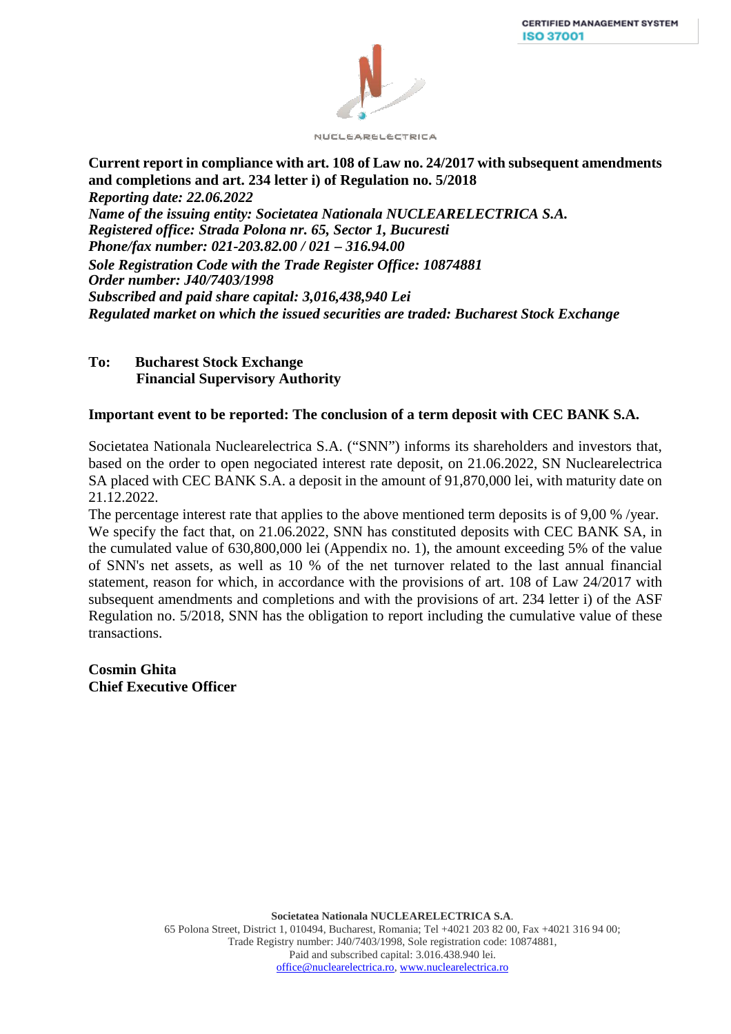**Current report in compliance with art. 108 of Law no. 24/2017 with subsequent amendments and completions and art. 234 letter i) of Regulation no. 5/2018**
***Reporting date: 22.06.2022***
***Name of the issuing entity: Societatea Nationala NUCLEARELECTRICA S.A.***
***Registered office: Strada Polona nr. 65, Sector 1, Bucuresti***
***Phone/fax number: 021-203.82.00 / 021 – 316.94.00***
***Sole Registration Code with the Trade Register Office: 10874881***
***Order number: J40/7403/1998***
***Subscribed and paid share capital: 3,016,438,940 Lei***
***Regulated market on which the issued securities are traded: Bucharest Stock Exchange***

**To: Bucharest Stock Exchange**
**Financial Supervisory Authority**

**Important event to be reported: The conclusion of a term deposit with CEC BANK S.A.**

Societatea Nationala Nuclearelectrica S.A. ("SNN") informs its shareholders and investors that, based on the order to open negociated interest rate deposit, on 21.06.2022, SN Nuclearelectrica SA placed with CEC BANK S.A. a deposit in the amount of 91,870,000 lei, with maturity date on 21.12.2022.

The percentage interest rate that applies to the above mentioned term deposits is of 9,00 % /year.

We specify the fact that, on 21.06.2022, SNN has constituted deposits with CEC BANK SA, in the cumulated value of 630,800,000 lei (Appendix no. 1), the amount exceeding 5% of the value of SNN's net assets, as well as 10 % of the net turnover related to the last annual financial statement, reason for which, in accordance with the provisions of art. 108 of Law 24/2017 with subsequent amendments and completions and with the provisions of art. 234 letter i) of the ASF Regulation no. 5/2018, SNN has the obligation to report including the cumulative value of these transactions.

**Cosmin Ghita**
**Chief Executive Officer**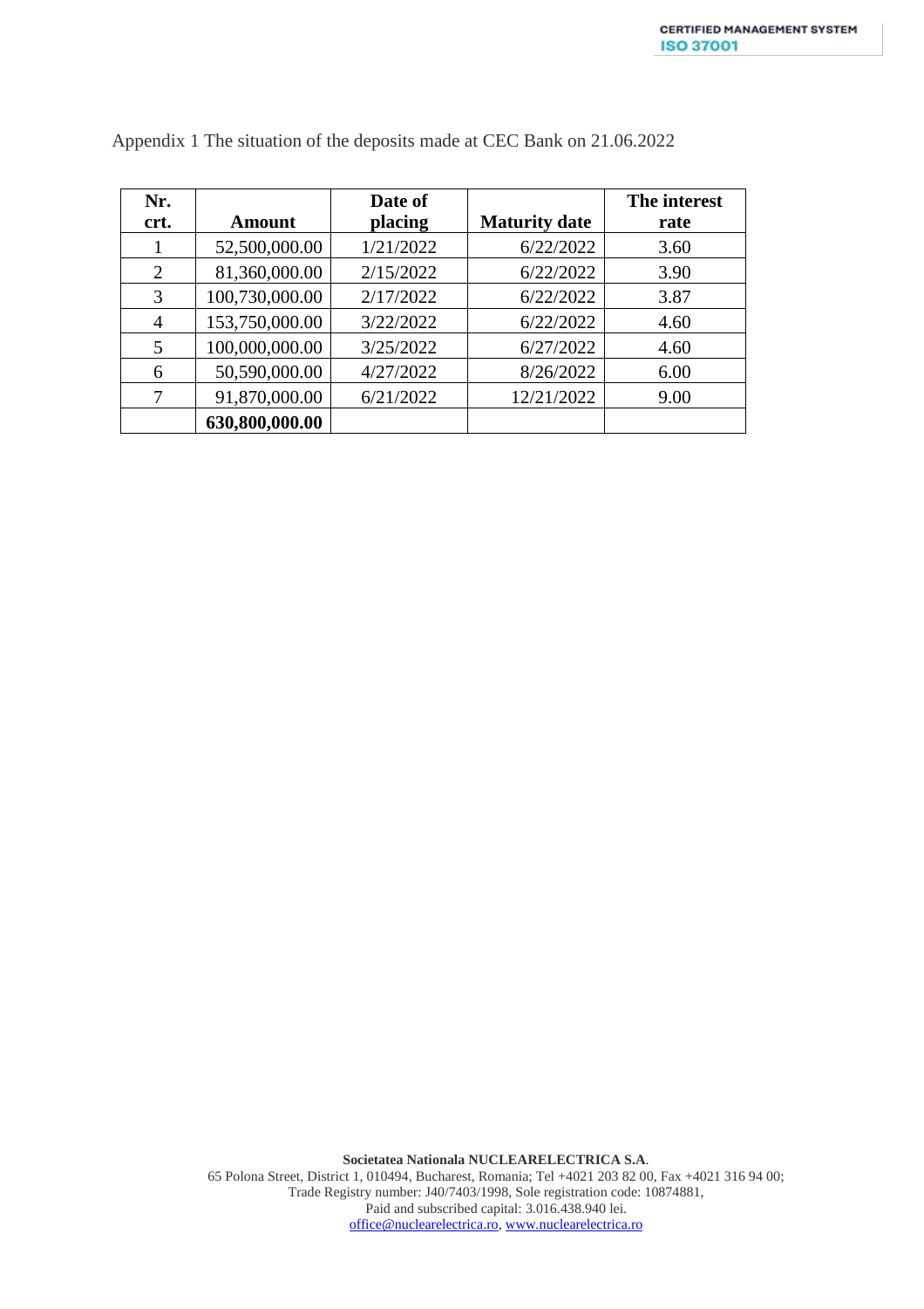Appendix 1 The situation of the deposits made at CEC Bank on 21.06.2022

| Nr. crt. | Amount | Date of placing | Maturity date | The interest rate |
|---|---|---|---|---|
| 1 | 52,500,000.00 | 1/21/2022 | 6/22/2022 | 3.60 |
| 2 | 81,360,000.00 | 2/15/2022 | 6/22/2022 | 3.90 |
| 3 | 100,730,000.00 | 2/17/2022 | 6/22/2022 | 3.87 |
| 4 | 153,750,000.00 | 3/22/2022 | 6/22/2022 | 4.60 |
| 5 | 100,000,000.00 | 3/25/2022 | 6/27/2022 | 4.60 |
| 6 | 50,590,000.00 | 4/27/2022 | 8/26/2022 | 6.00 |
| 7 | 91,870,000.00 | 6/21/2022 | 12/21/2022 | 9.00 |
| | **630,800,000.00** | | | |